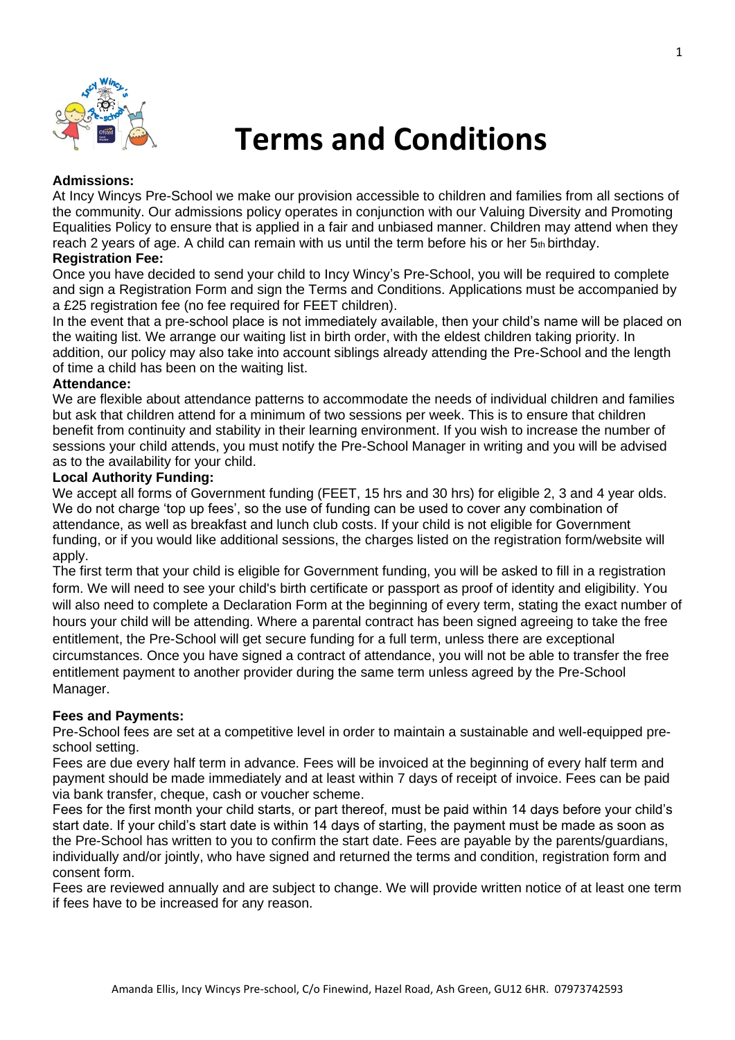# Terms and Conditions

**Admissions:**

At Incy Wincys Pre-School we make our provision accessible to children and families from all sections of the community. Our admissions policy operates in conjunction with our Valuing Diversity and Promoting Equalities Policy to ensure that is applied in a fair and unbiased manner. Children may attend when they reach 2 years of age. A child can remain with us until the term before his or her 5th birthday.

**Registration Fee:**

Once you have decided to send your child to Incy Wincy's Pre-School, you will be required to complete and sign a Registration Form and sign the Terms and Conditions. Applications must be accompanied by a £25 registration fee (no fee required for FEET children).

In the event that a pre-school place is not immediately available, then your child's name will be placed on the waiting list. We arrange our waiting list in birth order, with the eldest children taking priority. In addition, our policy may also take into account siblings already attending the Pre-School and the length of time a child has been on the waiting list.

**Attendance:**

We are flexible about attendance patterns to accommodate the needs of individual children and families but ask that children attend for a minimum of two sessions per week. This is to ensure that children benefit from continuity and stability in their learning environment. If you wish to increase the number of sessions your child attends, you must notify the Pre-School Manager in writing and you will be advised as to the availability for your child.

**Local Authority Funding:**

We accept all forms of Government funding (FEET, 15 hrs and 30 hrs) for eligible 2, 3 and 4 year olds. We do not charge 'top up fees', so the use of funding can be used to cover any combination of attendance, as well as breakfast and lunch club costs. If your child is not eligible for Government funding, or if you would like additional sessions, the charges listed on the registration form/website will apply.

The first term that your child is eligible for Government funding, you will be asked to fill in a registration form. We will need to see your child's birth certificate or passport as proof of identity and eligibility. You will also need to complete a Declaration Form at the beginning of every term, stating the exact number of hours your child will be attending. Where a parental contract has been signed agreeing to take the free entitlement, the Pre-School will get secure funding for a full term, unless there are exceptional circumstances. Once you have signed a contract of attendance, you will not be able to transfer the free entitlement payment to another provider during the same term unless agreed by the Pre-School Manager.

**Fees and Payments:**

Pre-School fees are set at a competitive level in order to maintain a sustainable and well-equipped pre-school setting.

Fees are due every half term in advance. Fees will be invoiced at the beginning of every half term and payment should be made immediately and at least within 7 days of receipt of invoice. Fees can be paid via bank transfer, cheque, cash or voucher scheme.

Fees for the first month your child starts, or part thereof, must be paid within 14 days before your child's start date. If your child's start date is within 14 days of starting, the payment must be made as soon as the Pre-School has written to you to confirm the start date. Fees are payable by the parents/guardians, individually and/or jointly, who have signed and returned the terms and condition, registration form and consent form.

Fees are reviewed annually and are subject to change. We will provide written notice of at least one term if fees have to be increased for any reason.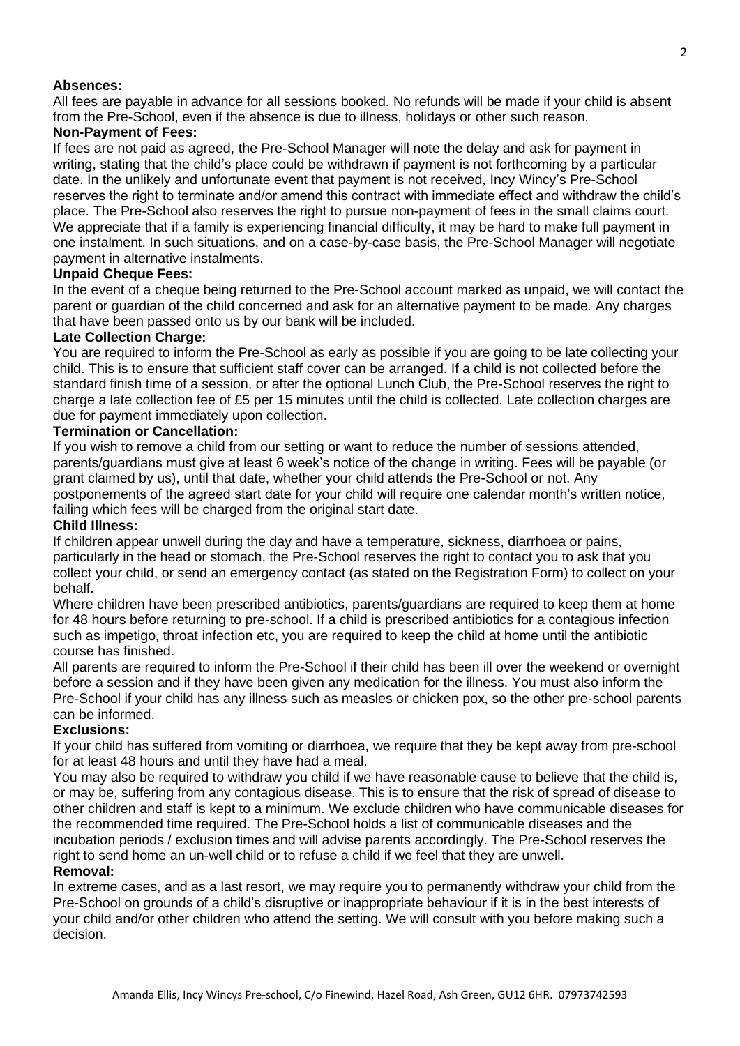**Absences:**

All fees are payable in advance for all sessions booked. No refunds will be made if your child is absent from the Pre-School, even if the absence is due to illness, holidays or other such reason.

**Non-Payment of Fees:**

If fees are not paid as agreed, the Pre-School Manager will note the delay and ask for payment in writing, stating that the child's place could be withdrawn if payment is not forthcoming by a particular date. In the unlikely and unfortunate event that payment is not received, Incy Wincy's Pre-School reserves the right to terminate and/or amend this contract with immediate effect and withdraw the child's place. The Pre-School also reserves the right to pursue non-payment of fees in the small claims court. We appreciate that if a family is experiencing financial difficulty, it may be hard to make full payment in one instalment. In such situations, and on a case-by-case basis, the Pre-School Manager will negotiate payment in alternative instalments.

**Unpaid Cheque Fees:**

In the event of a cheque being returned to the Pre-School account marked as unpaid, we will contact the parent or guardian of the child concerned and ask for an alternative payment to be made. Any charges that have been passed onto us by our bank will be included.

**Late Collection Charge:**

You are required to inform the Pre-School as early as possible if you are going to be late collecting your child. This is to ensure that sufficient staff cover can be arranged. If a child is not collected before the standard finish time of a session, or after the optional Lunch Club, the Pre-School reserves the right to charge a late collection fee of £5 per 15 minutes until the child is collected. Late collection charges are due for payment immediately upon collection.

**Termination or Cancellation:**

If you wish to remove a child from our setting or want to reduce the number of sessions attended, parents/guardians must give at least 6 week's notice of the change in writing. Fees will be payable (or grant claimed by us), until that date, whether your child attends the Pre-School or not. Any postponements of the agreed start date for your child will require one calendar month's written notice, failing which fees will be charged from the original start date.

**Child Illness:**

If children appear unwell during the day and have a temperature, sickness, diarrhoea or pains, particularly in the head or stomach, the Pre-School reserves the right to contact you to ask that you collect your child, or send an emergency contact (as stated on the Registration Form) to collect on your behalf.

Where children have been prescribed antibiotics, parents/guardians are required to keep them at home for 48 hours before returning to pre-school. If a child is prescribed antibiotics for a contagious infection such as impetigo, throat infection etc, you are required to keep the child at home until the antibiotic course has finished.

All parents are required to inform the Pre-School if their child has been ill over the weekend or overnight before a session and if they have been given any medication for the illness. You must also inform the Pre-School if your child has any illness such as measles or chicken pox, so the other pre-school parents can be informed.

**Exclusions:**

If your child has suffered from vomiting or diarrhoea, we require that they be kept away from pre-school for at least 48 hours and until they have had a meal.

You may also be required to withdraw you child if we have reasonable cause to believe that the child is, or may be, suffering from any contagious disease. This is to ensure that the risk of spread of disease to other children and staff is kept to a minimum. We exclude children who have communicable diseases for the recommended time required. The Pre-School holds a list of communicable diseases and the incubation periods / exclusion times and will advise parents accordingly. The Pre-School reserves the right to send home an un-well child or to refuse a child if we feel that they are unwell.

**Removal:**

In extreme cases, and as a last resort, we may require you to permanently withdraw your child from the Pre-School on grounds of a child's disruptive or inappropriate behaviour if it is in the best interests of your child and/or other children who attend the setting. We will consult with you before making such a decision.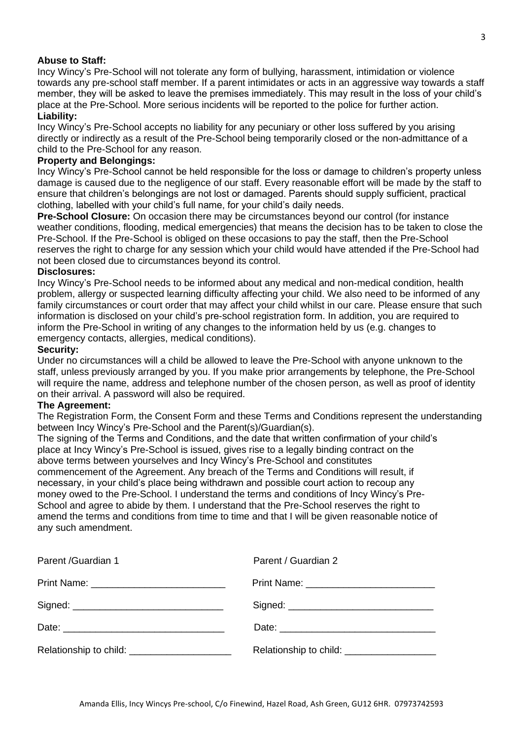**Abuse to Staff:**

Incy Wincy's Pre-School will not tolerate any form of bullying, harassment, intimidation or violence towards any pre-school staff member. If a parent intimidates or acts in an aggressive way towards a staff member, they will be asked to leave the premises immediately. This may result in the loss of your child's place at the Pre-School. More serious incidents will be reported to the police for further action.

**Liability:**

Incy Wincy's Pre-School accepts no liability for any pecuniary or other loss suffered by you arising directly or indirectly as a result of the Pre-School being temporarily closed or the non-admittance of a child to the Pre-School for any reason.

**Property and Belongings:**

Incy Wincy's Pre-School cannot be held responsible for the loss or damage to children's property unless damage is caused due to the negligence of our staff. Every reasonable effort will be made by the staff to ensure that children's belongings are not lost or damaged. Parents should supply sufficient, practical clothing, labelled with your child's full name, for your child's daily needs.

**Pre-School Closure:** On occasion there may be circumstances beyond our control (for instance weather conditions, flooding, medical emergencies) that means the decision has to be taken to close the Pre-School. If the Pre-School is obliged on these occasions to pay the staff, then the Pre-School reserves the right to charge for any session which your child would have attended if the Pre-School had not been closed due to circumstances beyond its control.

**Disclosures:**

Incy Wincy's Pre-School needs to be informed about any medical and non-medical condition, health problem, allergy or suspected learning difficulty affecting your child. We also need to be informed of any family circumstances or court order that may affect your child whilst in our care. Please ensure that such information is disclosed on your child's pre-school registration form. In addition, you are required to inform the Pre-School in writing of any changes to the information held by us (e.g. changes to emergency contacts, allergies, medical conditions).

**Security:**

Under no circumstances will a child be allowed to leave the Pre-School with anyone unknown to the staff, unless previously arranged by you. If you make prior arrangements by telephone, the Pre-School will require the name, address and telephone number of the chosen person, as well as proof of identity on their arrival. A password will also be required.

**The Agreement:**

The Registration Form, the Consent Form and these Terms and Conditions represent the understanding between Incy Wincy's Pre-School and the Parent(s)/Guardian(s).

The signing of the Terms and Conditions, and the date that written confirmation of your child's place at Incy Wincy's Pre-School is issued, gives rise to a legally binding contract on the above terms between yourselves and Incy Wincy's Pre-School and constitutes commencement of the Agreement. Any breach of the Terms and Conditions will result, if necessary, in your child's place being withdrawn and possible court action to recoup any money owed to the Pre-School. I understand the terms and conditions of Incy Wincy's Pre-School and agree to abide by them. I understand that the Pre-School reserves the right to amend the terms and conditions from time to time and that I will be given reasonable notice of any such amendment.

| Parent /Guardian 1 | Parent / Guardian 2 |
|---|---|
| Print Name: _________________________ | Print Name: ________________________ |
| Signed: ____________________________ | Signed: ___________________________ |
| Date: ______________________________ | Date: _____________________________ |
| Relationship to child: ___________________ | Relationship to child: _________________ |

Amanda Ellis, Incy Wincys Pre-school, C/o Finewind, Hazel Road, Ash Green, GU12 6HR. 07973742593